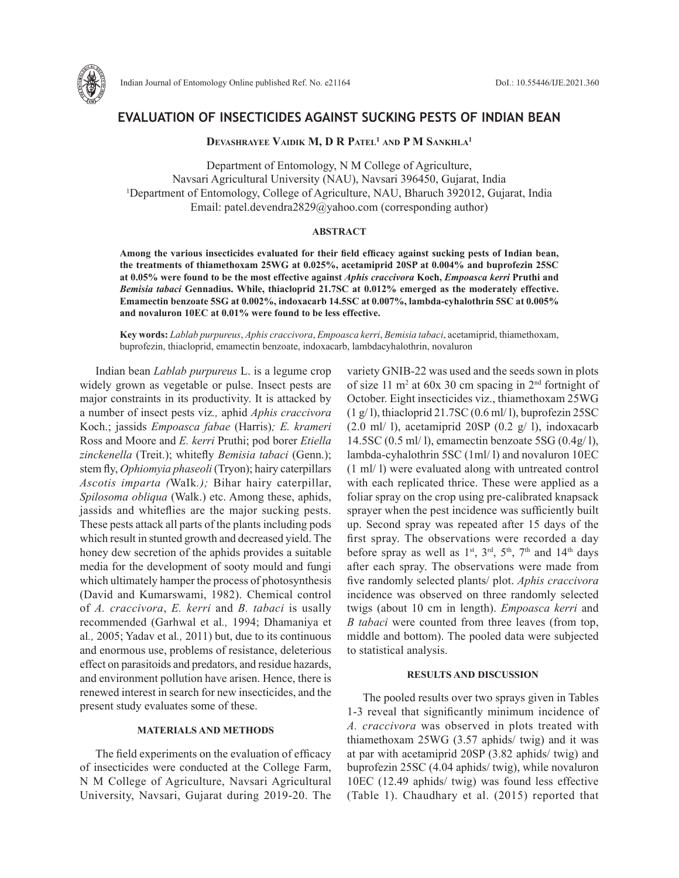# EVALUATION OF INSECTICIDES AGAINST SUCKING PESTS OF INDIAN BEAN

**Devashrayee Vaidik M, D R Patel[1] and P M Sankhla[1]**

Department of Entomology, N M College of Agriculture,
Navsari Agricultural University (NAU), Navsari 396450, Gujarat, India
[1]Department of Entomology, College of Agriculture, NAU, Bharuch 392012, Gujarat, India
Email: patel.devendra2829@yahoo.com (corresponding author)

## ABSTRACT

**Among the various insecticides evaluated for their field efficacy against sucking pests of Indian bean, the treatments of thiamethoxam 25WG at 0.025%, acetamiprid 20SP at 0.004% and buprofezin 25SC at 0.05% were found to be the most effective against *Aphis craccivora* Koch, *Empoasca kerri* Pruthi and *Bemisia tabaci* Gennadius. While, thiacloprid 21.7SC at 0.012% emerged as the moderately effective. Emamectin benzoate 5SG at 0.002%, indoxacarb 14.5SC at 0.007%, lambda-cyhalothrin 5SC at 0.005% and novaluron 10EC at 0.01% were found to be less effective.**

**Key words:** *Lablab purpureus*, *Aphis craccivora*, *Empoasca kerri*, *Bemisia tabaci*, acetamiprid, thiamethoxam, buprofezin, thiacloprid, emamectin benzoate, indoxacarb, lambdacyhalothrin, novaluron

Indian bean *Lablab purpureus* L. is a legume crop widely grown as vegetable or pulse. Insect pests are major constraints in its productivity. It is attacked by a number of insect pests viz*.,* aphid *Aphis craccivora* Koch.; jassids *Empoasca fabae* (Harris)*; E. krameri* Ross and Moore and *E. kerri* Pruthi; pod borer *Etiella zinckenella* (Treit.); whitefly *Bemisia tabaci* (Genn.); stem fly, *Ophiomyia phaseoli* (Tryon); hairy caterpillars *Ascotis imparta (*Walk.*);* Bihar hairy caterpillar, *Spilosoma obliqua* (Walk.) etc. Among these, aphids, jassids and whiteflies are the major sucking pests. These pests attack all parts of the plants including pods which result in stunted growth and decreased yield. The honey dew secretion of the aphids provides a suitable media for the development of sooty mould and fungi which ultimately hamper the process of photosynthesis (David and Kumarswami, 1982). Chemical control of *A. craccivora*, *E. kerri* and *B. tabaci* is usally recommended (Garhwal et al*.,* 1994; Dhamaniya et al*.,* 2005; Yadav et al*.,* 2011) but, due to its continuous and enormous use, problems of resistance, deleterious effect on parasitoids and predators, and residue hazards, and environment pollution have arisen. Hence, there is renewed interest in search for new insecticides, and the present study evaluates some of these.

## MATERIALS AND METHODS

The field experiments on the evaluation of efficacy of insecticides were conducted at the College Farm, N M College of Agriculture, Navsari Agricultural University, Navsari, Gujarat during 2019-20. The variety GNIB-22 was used and the seeds sown in plots of size 11 $m^2$ at 60x 30 cm spacing in $2^{nd}$ fortnight of October. Eight insecticides viz., thiamethoxam 25WG (1 g/ l), thiacloprid 21.7SC (0.6 ml/ l), buprofezin 25SC (2.0 ml/ l), acetamiprid 20SP (0.2 g/ l), indoxacarb 14.5SC (0.5 ml/ l), emamectin benzoate 5SG (0.4g/ l), lambda-cyhalothrin 5SC (1ml/ l) and novaluron 10EC (1 ml/ l) were evaluated along with untreated control with each replicated thrice. These were applied as a foliar spray on the crop using pre-calibrated knapsack sprayer when the pest incidence was sufficiently built up. Second spray was repeated after 15 days of the first spray. The observations were recorded a day before spray as well as $1^{st}$, $3^{rd}$, $5^{th}$, $7^{th}$ and $14^{th}$ days after each spray. The observations were made from five randomly selected plants/ plot. *Aphis craccivora* incidence was observed on three randomly selected twigs (about 10 cm in length). *Empoasca kerri* and *B tabaci* were counted from three leaves (from top, middle and bottom). The pooled data were subjected to statistical analysis.

## RESULTS AND DISCUSSION

The pooled results over two sprays given in Tables 1-3 reveal that significantly minimum incidence of *A. craccivora* was observed in plots treated with thiamethoxam 25WG (3.57 aphids/ twig) and it was at par with acetamiprid 20SP (3.82 aphids/ twig) and buprofezin 25SC (4.04 aphids/ twig), while novaluron 10EC (12.49 aphids/ twig) was found less effective (Table 1). Chaudhary et al. (2015) reported that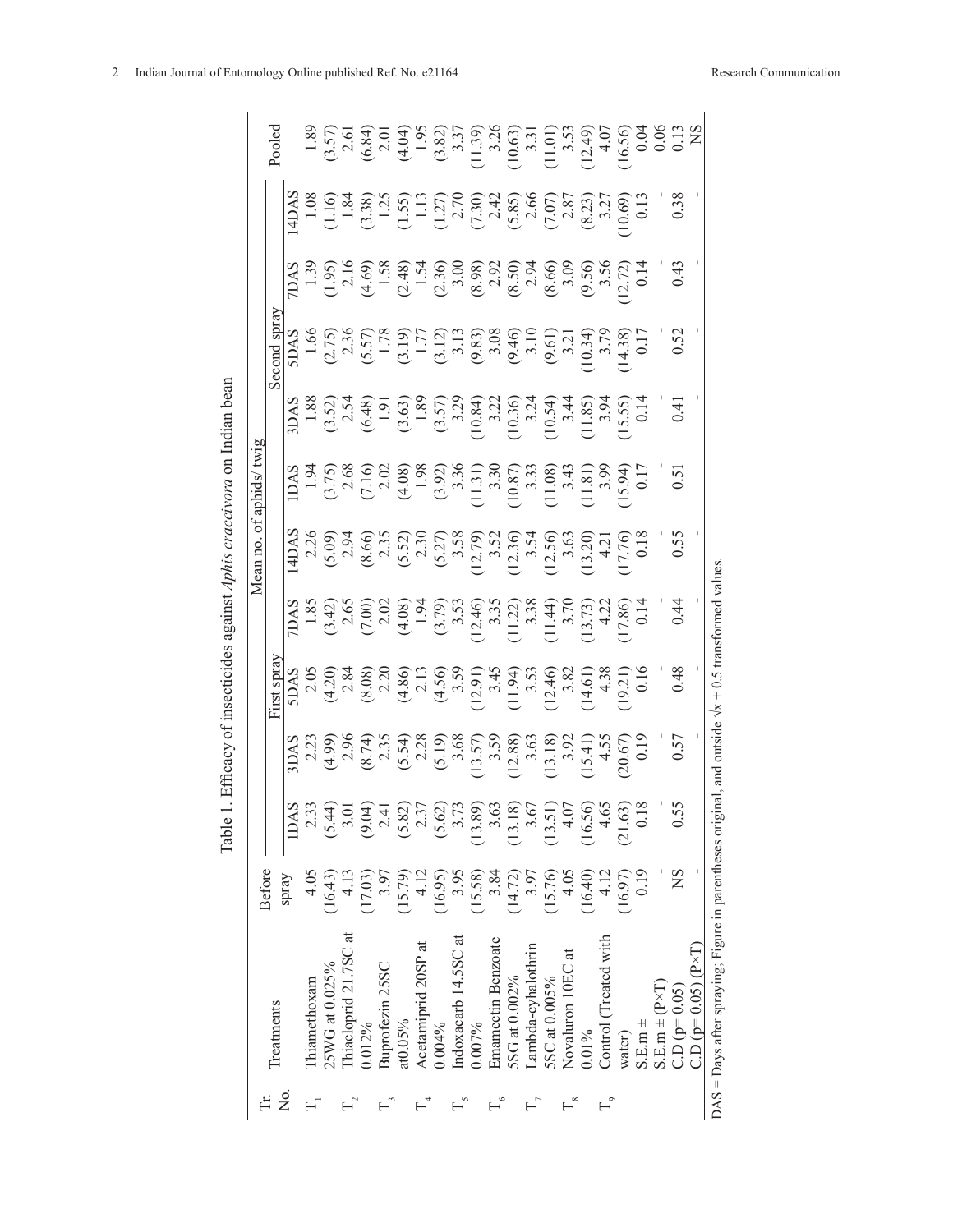Table 1. Efficacy of insecticides against *Aphis craccivora* on Indian bean

| Tr. No. | Treatments | Before spray | Mean no. of aphids/ twig | | | | | | | | | Pooled |
|---|---|---|---|---|---|---|---|---|---|---|---|---|
| | | | First spray | | | | Second spray | | | | | |
| | | | 1DAS | 3DAS | 5DAS | 7DAS | 14DAS | 1DAS | 3DAS | 5DAS | 7DAS | 14DAS | |
| $T_1$ | Thiamethoxam 25WG at 0.025% | 4.05 (16.43) | 2.33 (5.44) | 2.23 (4.99) | 2.05 (4.20) | 1.85 (3.42) | 2.26 (5.09) | 1.94 (3.75) | 1.88 (3.52) | 1.66 (2.75) | 1.39 (1.95) | 1.08 (1.16) | 1.89 (3.57) |
| $T_2$ | Thiacloprid 21.7SC at 0.012% | 4.13 (17.03) | 3.01 (9.04) | 2.96 (8.74) | 2.84 (8.08) | 2.65 (7.00) | 2.94 (8.66) | 2.68 (7.16) | 2.54 (6.48) | 2.36 (5.57) | 2.16 (4.69) | 1.84 (3.38) | 2.61 (6.84) |
| $T_3$ | Buprofezin 25SC at0.05% | 3.97 (15.79) | 2.41 (5.82) | 2.35 (5.54) | 2.20 (4.86) | 2.02 (4.08) | 2.35 (5.52) | 2.02 (4.08) | 1.91 (3.63) | 1.78 (3.19) | 1.58 (2.48) | 1.25 (1.55) | 2.01 (4.04) |
| $T_4$ | Acetamiprid 20SP at 0.004% | 4.12 (16.95) | 2.37 (5.62) | 2.28 (5.19) | 2.13 (4.56) | 1.94 (3.79) | 2.30 (5.27) | 1.98 (3.92) | 1.89 (3.57) | 1.77 (3.12) | 1.54 (2.36) | 1.13 (1.27) | 1.95 (3.82) |
| $T_5$ | Indoxacarb 14.5SC at 0.007% | 3.95 (15.58) | 3.73 (13.89) | 3.68 (13.57) | 3.59 (12.91) | 3.53 (12.46) | 3.58 (12.79) | 3.36 (11.31) | 3.29 (10.84) | 3.13 (9.83) | 3.00 (8.98) | 2.70 (7.30) | 3.37 (11.39) |
| $T_6$ | Emamectin Benzoate 5SG at 0.002% | 3.84 (14.72) | 3.63 (13.18) | 3.59 (12.88) | 3.45 (11.94) | 3.35 (11.22) | 3.52 (12.36) | 3.30 (10.87) | 3.22 (10.36) | 3.08 (9.46) | 2.92 (8.50) | 2.42 (5.85) | 3.26 (10.63) |
| $T_7$ | Lambda-cyhalothrin 5SC at 0.005% | 3.97 (15.76) | 3.67 (13.51) | 3.63 (13.18) | 3.53 (12.46) | 3.38 (11.44) | 3.54 (12.56) | 3.33 (11.08) | 3.24 (10.54) | 3.10 (9.61) | 2.94 (8.66) | 2.66 (7.07) | 3.31 (11.01) |
| $T_8$ | Novaluron 10EC at 0.01% | 4.05 (16.40) | 4.07 (16.56) | 3.92 (15.41) | 3.82 (14.61) | 3.70 (13.73) | 3.63 (13.20) | 3.43 (11.81) | 3.44 (11.85) | 3.21 (10.34) | 3.09 (9.56) | 2.87 (8.23) | 3.53 (12.49) |
| $T_9$ | Control (Treated with water) | 4.12 (16.97) | 4.65 (21.63) | 4.55 (20.67) | 4.38 (19.21) | 4.22 (17.86) | 4.21 (17.76) | 3.99 (15.94) | 3.94 (15.55) | 3.79 (14.38) | 3.56 (12.72) | 3.27 (10.69) | 4.07 (16.56) |
| | S.E.m ± | 0.19 | 0.18 | 0.19 | 0.16 | 0.14 | 0.18 | 0.17 | 0.14 | 0.17 | 0.14 | 0.13 | 0.04 |
| | S.E.m ± (P×T) | - | - | - | - | - | - | - | - | - | - | - | 0.06 |
| | C.D (p= 0.05) | NS | 0.55 | 0.57 | 0.48 | 0.44 | 0.55 | 0.51 | 0.41 | 0.52 | 0.43 | 0.38 | 0.13 |
| | C.D (p= 0.05) (P×T) | - | | - | - | - | - | | - | - | - | - | NS |

DAS = Days after spraying; Figure in parentheses original, and outside $\sqrt{x + 0.5}$ transformed values.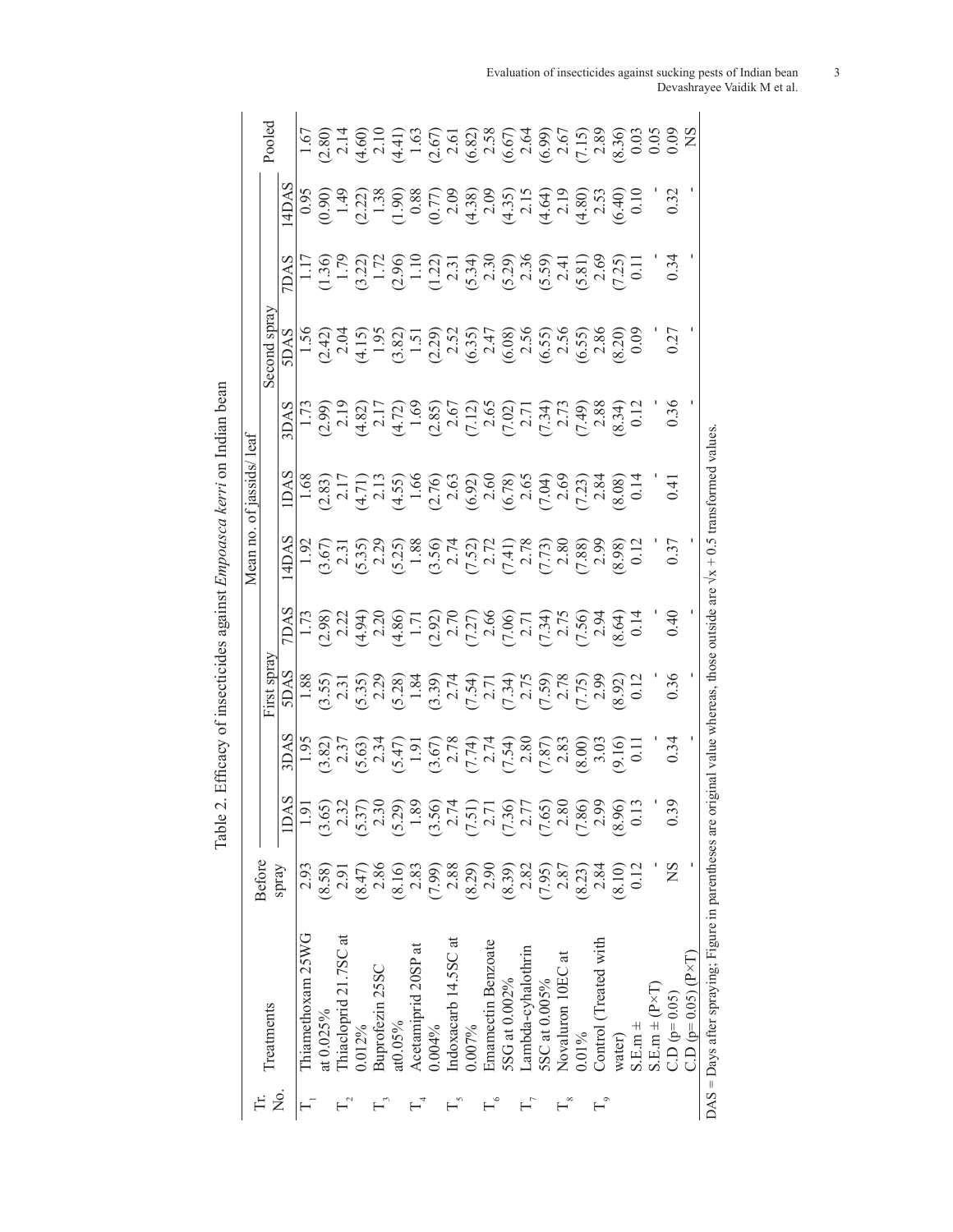Table 2. Efficacy of insecticides against sucking pests of Indian bean *Empoasca kerri* on Indian bean

| Tr. No. | Treatments | Before spray | Mean no. of jassids/ leaf | | | | | | | | | | Pooled |
|---|---|---|---|---|---|---|---|---|---|---|---|---|---|
| | | | First spray | | | | | Second spray | | | | | |
| | | | 1DAS | 3DAS | 5DAS | 7DAS | 14DAS | 1DAS | 3DAS | 5DAS | 7DAS | 14DAS | |
| $T_1$ | Thiamethoxam 25WG at 0.025% | 2.93 (8.58) | 1.91 (3.65) | 1.95 (3.82) | 1.88 (3.55) | 1.73 (2.98) | 1.92 (3.67) | 1.68 (2.83) | 1.73 (2.99) | 1.56 (2.42) | 1.17 (1.36) | 0.95 (0.90) | 1.67 (2.80) |
| $T_2$ | Thiacloprid 21.7SC at 0.012% | 2.91 (8.47) | 2.32 (5.37) | 2.37 (5.63) | 2.31 (5.35) | 2.22 (4.94) | 2.31 (5.35) | 2.17 (4.71) | 2.19 (4.82) | 2.04 (4.15) | 1.79 (3.22) | 1.49 (2.22) | 2.14 (4.60) |
| $T_3$ | Buprofezin 25SC at0.05% | 2.86 (8.16) | 2.30 (5.29) | 2.34 (5.47) | 2.29 (5.28) | 2.20 (4.86) | 2.29 (5.25) | 2.13 (4.55) | 2.17 (4.72) | 1.95 (3.82) | 1.72 (2.96) | 1.38 (1.90) | 2.10 (4.41) |
| $T_4$ | Acetamiprid 20SP at 0.004% | 2.83 (7.99) | 1.89 (3.56) | 1.91 (3.67) | 1.84 (3.39) | 1.71 (2.92) | 1.88 (3.56) | 1.66 (2.76) | 1.69 (2.85) | 1.51 (2.29) | 1.10 (1.22) | 0.88 (0.77) | 1.63 (2.67) |
| $T_5$ | Indoxacarb 14.5SC at 0.007% | 2.88 (8.29) | 2.74 (7.51) | 2.78 (7.74) | 2.74 (7.54) | 2.70 (7.27) | 2.74 (7.52) | 2.63 (6.92) | 2.67 (7.12) | 2.52 (6.35) | 2.31 (5.34) | 2.09 (4.38) | 2.61 (6.82) |
| $T_6$ | Emamectin Benzoate 5SG at 0.002% | 2.90 (8.39) | 2.71 (7.36) | 2.74 (7.54) | 2.71 (7.34) | 2.66 (7.06) | 2.72 (7.41) | 2.60 (6.78) | 2.65 (7.02) | 2.47 (6.08) | 2.30 (5.29) | 2.09 (4.35) | 2.58 (6.67) |
| $T_7$ | Lambda-cyhalothrin 5SC at 0.005% | 2.82 (7.95) | 2.77 (7.65) | 2.80 (7.87) | 2.75 (7.59) | 2.71 (7.34) | 2.78 (7.73) | 2.65 (7.04) | 2.71 (7.34) | 2.56 (6.55) | 2.36 (5.59) | 2.15 (4.64) | 2.64 (6.99) |
| $T_8$ | Novaluron 10EC at 0.01% | 2.87 (8.23) | 2.80 (7.86) | 2.83 (8.00) | 2.78 (7.75) | 2.75 (7.56) | 2.80 (7.88) | 2.69 (7.23) | 2.73 (7.49) | 2.56 (6.55) | 2.41 (5.81) | 2.19 (4.80) | 2.67 (7.15) |
| $T_9$ | Control (Treated with water) | 2.84 (8.10) | 2.99 (8.96) | 3.03 (9.16) | 2.99 (8.92) | 2.94 (8.64) | 2.99 (8.98) | 2.84 (8.08) | 2.88 (8.34) | 2.86 (8.20) | 2.69 (7.25) | 2.53 (6.40) | 2.89 (8.36) |
| | S.E.m ± | 0.12 | 0.13 | 0.11 | 0.12 | 0.14 | 0.12 | 0.14 | 0.12 | 0.09 | 0.11 | 0.10 | 0.03 |
| | S.E.m ± (P×T) | - | - | - | - | - | - | - | - | - | - | - | 0.05 |
| | C.D (p= 0.05) | NS | 0.39 | 0.34 | 0.36 | 0.40 | 0.37 | 0.41 | 0.36 | 0.27 | 0.34 | 0.32 | 0.09 |
| | C.D (p= 0.05) (P×T) | - | - | - | - | - | - | - | - | - | - | - | NS |

DAS = Days after spraying; Figure in parentheses are original value whereas, those outside are $\sqrt{x + 0.5}$ transformed values.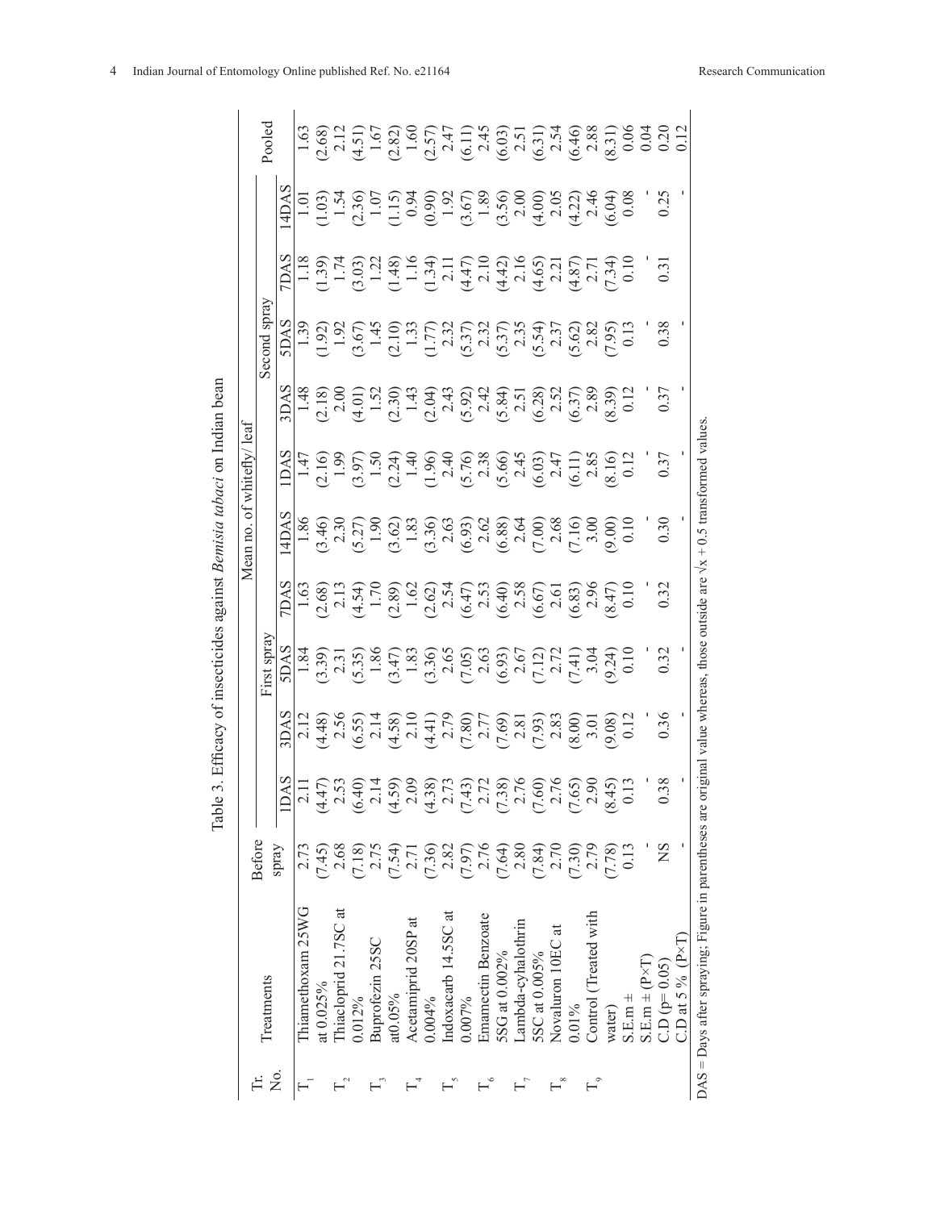Table 3. Efficacy of insecticides against *Bemisia tabaci* on Indian bean

| Tr. No. | Treatments | Mean no. of whitefly/ leaf | | | | | | | | | |
|---|---|---|---|---|---|---|---|---|---|---|---|
| | | Before spray | First spray | | | | Second spray | | | | Pooled |
| | | | 1DAS | 3DAS | 5DAS | 7DAS | 14DAS | 1DAS | 3DAS | 5DAS | 7DAS | 14DAS | |
| $T_1$ | Thiamethoxam 25WG at 0.025% | 2.73 (7.45) | 2.11 (4.47) | 2.12 (4.48) | 1.84 (3.39) | 1.63 (2.68) | 1.86 (3.46) | 1.47 (2.16) | 1.48 (2.18) | 1.39 (1.92) | 1.18 (1.39) | 1.01 (1.03) | 1.63 (2.68) |
| $T_2$ | Thiacloprid 21.7SC at 0.012% | 2.68 (7.18) | 2.53 (6.40) | 2.56 (6.55) | 2.31 (5.35) | 2.13 (4.54) | 2.30 (5.27) | 1.99 (3.97) | 2.00 (4.01) | 1.92 (3.67) | 1.74 (3.03) | 1.54 (2.36) | 2.12 (4.51) |
| $T_3$ | Buprofezin 25SC at0.05% | 2.75 (7.54) | 2.14 (4.59) | 2.14 (4.58) | 1.86 (3.47) | 1.70 (2.89) | 1.90 (3.62) | 1.50 (2.24) | 1.52 (2.30) | 1.45 (2.10) | 1.22 (1.48) | 1.07 (1.15) | 1.67 (2.82) |
| $T_4$ | Acetamiprid 20SP at 0.004% | 2.71 (7.36) | 2.09 (4.38) | 2.10 (4.41) | 1.83 (3.36) | 1.62 (2.62) | 1.83 (3.36) | 1.40 (1.96) | 1.43 (2.04) | 1.33 (1.77) | 1.16 (1.34) | 0.94 (0.90) | 1.60 (2.57) |
| $T_5$ | Indoxacarb 14.5SC at 0.007% | 2.82 (7.97) | 2.73 (7.43) | 2.79 (7.80) | 2.65 (7.05) | 2.54 (6.47) | 2.63 (6.93) | 2.40 (5.76) | 2.43 (5.92) | 2.32 (5.37) | 2.11 (4.47) | 1.92 (3.67) | 2.47 (6.11) |
| $T_6$ | Emamectin Benzoate 5SG at 0.002% | 2.76 (7.64) | 2.72 (7.38) | 2.77 (7.69) | 2.63 (6.93) | 2.53 (6.40) | 2.62 (6.88) | 2.38 (5.66) | 2.42 (5.84) | 2.32 (5.37) | 2.10 (4.42) | 1.89 (3.56) | 2.45 (6.03) |
| $T_7$ | Lambda-cyhalothrin 5SC at 0.005% | 2.80 (7.84) | 2.76 (7.60) | 2.81 (7.93) | 2.67 (7.12) | 2.58 (6.67) | 2.64 (7.00) | 2.45 (6.03) | 2.51 (6.28) | 2.35 (5.54) | 2.16 (4.65) | 2.00 (4.00) | 2.51 (6.31) |
| $T_8$ | Novaluron 10EC at 0.01% | 2.70 (7.30) | 2.76 (7.65) | 2.83 (8.00) | 2.72 (7.41) | 2.61 (6.83) | 2.68 (7.16) | 2.47 (6.11) | 2.52 (6.37) | 2.37 (5.62) | 2.21 (4.87) | 2.05 (4.22) | 2.54 (6.46) |
| $T_9$ | Control (Treated with water) | 2.79 (7.78) | 2.90 (8.45) | 3.01 (9.08) | 3.04 (9.24) | 2.96 (8.47) | 3.00 (9.00) | 2.85 (8.16) | 2.89 (8.39) | 2.82 (7.95) | 2.71 (7.34) | 2.46 (6.04) | 2.88 (8.31) |
| | S.E.m ± | 0.13 | 0.13 | 0.12 | 0.10 | 0.10 | 0.10 | 0.12 | 0.12 | 0.13 | 0.10 | 0.08 | 0.06 |
| | S.E.m ± (P×T) | - | - | - | - | - | - | - | - | - | - | - | 0.04 |
| | C.D (p= 0.05) | NS | 0.38 | 0.36 | 0.32 | 0.32 | 0.30 | 0.37 | 0.37 | 0.38 | 0.31 | 0.25 | 0.20 |
| | C.D at 5 % (P×T) | - | - | - | - | - | - | - | - | - | - | - | 0.12 |

DAS = Days after spraying; Figure in parentheses are original value whereas, those outside are $\sqrt{x + 0.5}$ transformed values.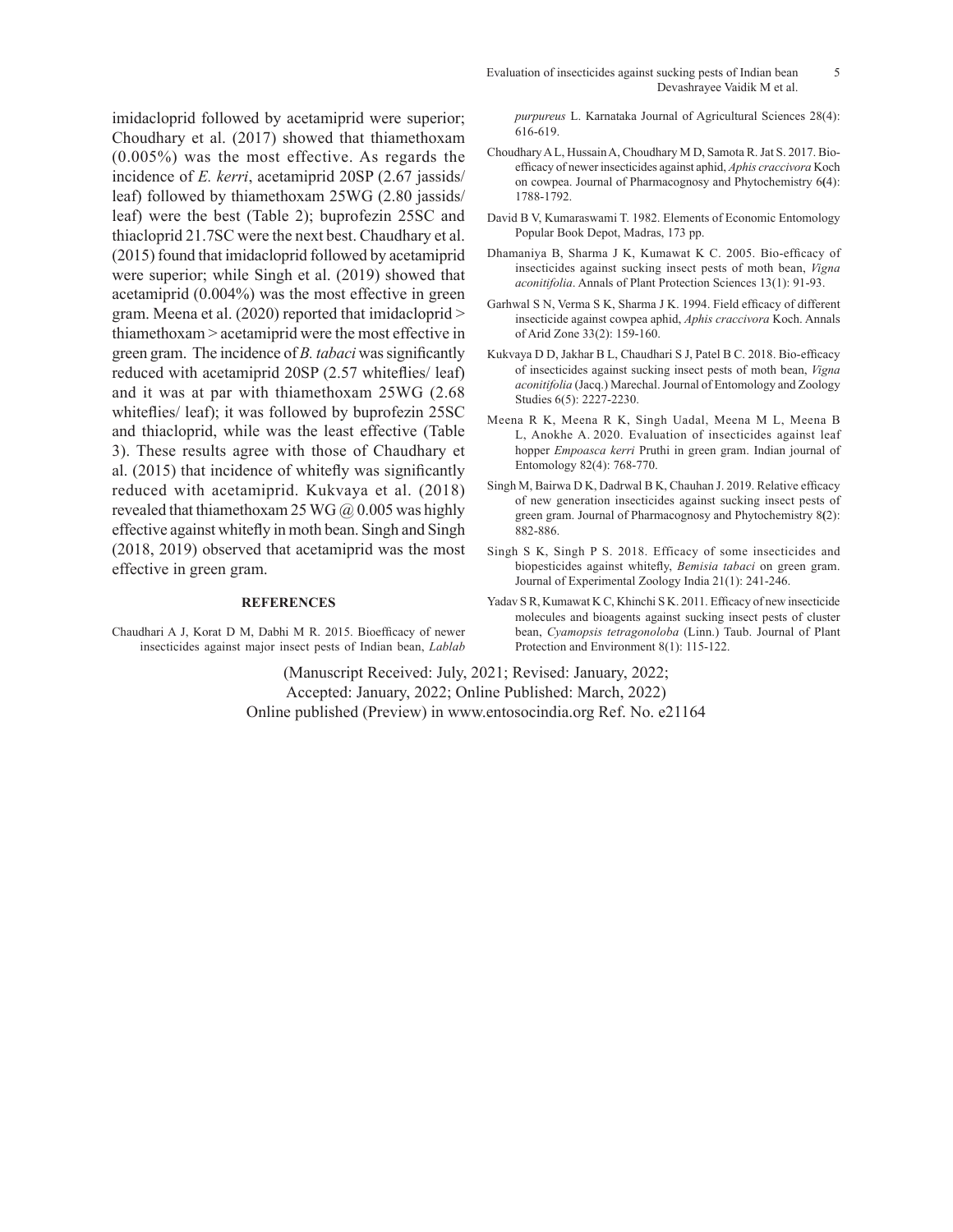imidacloprid followed by acetamiprid were superior; Choudhary et al. (2017) showed that thiamethoxam (0.005%) was the most effective. As regards the incidence of *E. kerri*, acetamiprid 20SP (2.67 jassids/ leaf) followed by thiamethoxam 25WG (2.80 jassids/ leaf) were the best (Table 2); buprofezin 25SC and thiacloprid 21.7SC were the next best. Chaudhary et al. (2015) found that imidacloprid followed by acetamiprid were superior; while Singh et al. (2019) showed that acetamiprid (0.004%) was the most effective in green gram. Meena et al. (2020) reported that imidacloprid > thiamethoxam > acetamiprid were the most effective in green gram. The incidence of *B. tabaci* was significantly reduced with acetamiprid 20SP (2.57 whiteflies/ leaf) and it was at par with thiamethoxam 25WG (2.68 whiteflies/ leaf); it was followed by buprofezin 25SC and thiacloprid, while was the least effective (Table 3). These results agree with those of Chaudhary et al. (2015) that incidence of whitefly was significantly reduced with acetamiprid. Kukvaya et al. (2018) revealed that thiamethoxam 25 WG @ 0.005 was highly effective against whitefly in moth bean. Singh and Singh (2018, 2019) observed that acetamiprid was the most effective in green gram.

## REFERENCES

Chaudhari A J, Korat D M, Dabhi M R. 2015. Bioefficacy of newer insecticides against major insect pests of Indian bean, *Lablab purpureus* L. Karnataka Journal of Agricultural Sciences 28(4): 616-619.

Choudhary A L, Hussain A, Choudhary M D, Samota R. Jat S. 2017. Bio-efficacy of newer insecticides against aphid, *Aphis craccivora* Koch on cowpea. Journal of Pharmacognosy and Phytochemistry 6(4): 1788-1792.

David B V, Kumaraswami T. 1982. Elements of Economic Entomology Popular Book Depot, Madras, 173 pp.

Dhamaniya B, Sharma J K, Kumawat K C. 2005. Bio-efficacy of insecticides against sucking insect pests of moth bean, *Vigna aconitifolia*. Annals of Plant Protection Sciences 13(1): 91-93.

Garhwal S N, Verma S K, Sharma J K. 1994. Field efficacy of different insecticide against cowpea aphid, *Aphis craccivora* Koch. Annals of Arid Zone 33(2): 159-160.

Kukvaya D D, Jakhar B L, Chaudhari S J, Patel B C. 2018. Bio-efficacy of insecticides against sucking insect pests of moth bean, *Vigna aconitifolia* (Jacq.) Marechal. Journal of Entomology and Zoology Studies 6(5): 2227-2230.

Meena R K, Meena R K, Singh Uadal, Meena M L, Meena B L, Anokhe A. 2020. Evaluation of insecticides against leaf hopper *Empoasca kerri* Pruthi in green gram. Indian journal of Entomology 82(4): 768-770.

Singh M, Bairwa D K, Dadrwal B K, Chauhan J. 2019. Relative efficacy of new generation insecticides against sucking insect pests of green gram. Journal of Pharmacognosy and Phytochemistry 8(2): 882-886.

Singh S K, Singh P S. 2018. Efficacy of some insecticides and biopesticides against whitefly, *Bemisia tabaci* on green gram. Journal of Experimental Zoology India 21(1): 241-246.

Yadav S R, Kumawat K C, Khinchi S K. 2011. Efficacy of new insecticide molecules and bioagents against sucking insect pests of cluster bean, *Cyamopsis tetragonoloba* (Linn.) Taub. Journal of Plant Protection and Environment 8(1): 115-122.

(Manuscript Received: July, 2021; Revised: January, 2022;
Accepted: January, 2022; Online Published: March, 2022)
Online published (Preview) in www.entosocindia.org Ref. No. e21164